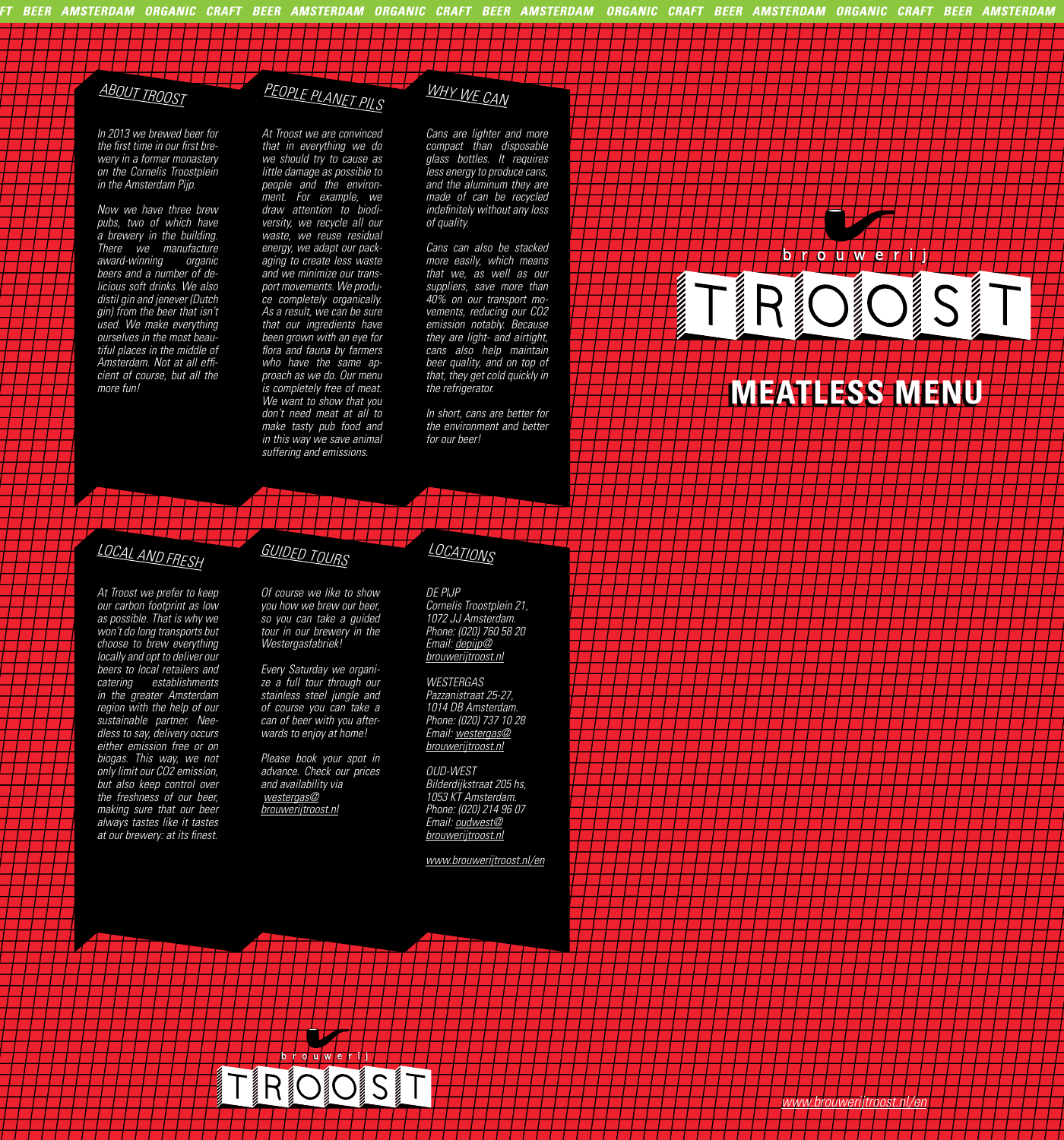# brouwerij TROOST

## MEATLESS MENU

## ABOUT TROOST

*In 2013 we brewed beer for the first time in our first brewery in a former monastery on the Cornelis Troostplein in the Amsterdam Pijp.*

*Now we have three brew pubs, two of which have a brewery in the building. There we manufacture award-winning organic beers and a number of delicious soft drinks. We also distil gin and jenever (Dutch gin) from the beer that isn't used. We make everything ourselves in the most beautiful places in the middle of Amsterdam. Not at all efficient of course, but all the more fun!*

## PEOPLE PLANET PILS

*At Troost we are convinced that in everything we do we should try to cause as little damage as possible to people and the environment. For example, we draw attention to biodiversity, we recycle all our waste, we reuse residual energy, we adapt our packaging to create less waste and we minimize our transport movements. We produce completely organically. As a result, we can be sure that our ingredients have been grown with an eye for flora and fauna by farmers who have the same approach as we do. Our menu is completely free of meat. We want to show that you don't need meat at all to make tasty pub food and in this way we save animal suffering and emissions.*

## WHY WE CAN

*Cans are lighter and more compact than disposable glass bottles. It requires less energy to produce cans, and the aluminum they are made of can be recycled indefinitely without any loss of quality.*

*Cans can also be stacked more easily, which means that we, as well as our suppliers, save more than 40% on our transport movements, reducing our CO2 emission notably. Because they are light- and airtight, cans also help maintain beer quality, and on top of that, they get cold quickly in the refrigerator.*

*In short, cans are better for the environment and better for our beer!*

## LOCAL AND FRESH

*At Troost we prefer to keep our carbon footprint as low as possible. That is why we won't do long transports but choose to brew everything locally and opt to deliver our beers to local retailers and catering establishments in the greater Amsterdam region with the help of our sustainable partner. Needless to say, delivery occurs either emission free or on biogas. This way, we not only limit our CO2 emission, but also keep control over the freshness of our beer, making sure that our beer always tastes like it tastes at our brewery: at its finest.*

## GUIDED TOURS

*Of course we like to show you how we brew our beer, so you can take a guided tour in our brewery in the Westergasfabriek!*

*Every Saturday we organize a full tour through our stainless steel jungle and of course you can take a can of beer with you afterwards to enjoy at home!*

*Please book your spot in advance. Check our prices and availability via westergas@brouwerijtroost.nl*

## LOCATIONS

*DE PIJP*
*Cornelis Troostplein 21,*
*1072 JJ Amsterdam.*
*Phone: (020) 760 58 20*
*Email: depijp@brouwerijtroost.nl*

*WESTERGAS*
*Pazzanistraat 25-27,*
*1014 DB Amsterdam.*
*Phone: (020) 737 10 28*
*Email: westergas@brouwerijtroost.nl*

*OUD-WEST*
*Bilderdijkstraat 205 hs,*
*1053 KT Amsterdam.*
*Phone: (020) 214 96 07*
*Email: oudwest@brouwerijtroost.nl*

*www.brouwerijtroost.nl/en*

brouwerij TROOST

*www.brouwerijtroost.nl/en*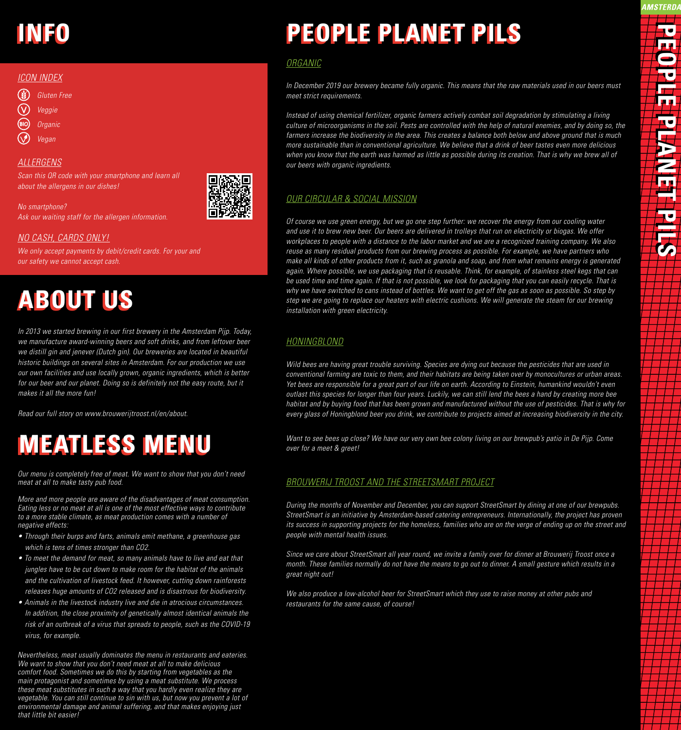# INFO

## ICON INDEX

- Gluten Free
- Veggie
- Organic
- Vegan

## ALLERGENS

*Scan this QR code with your smartphone and learn all about the allergens in our dishes!*

*No smartphone?*
*Ask our waiting staff for the allergen information.*

## NO CASH, CARDS ONLY!

*We only accept payments by debit/credit cards. For your and our safety we cannot accept cash.*

# ABOUT US

*In 2013 we started brewing in our first brewery in the Amsterdam Pijp. Today, we manufacture award-winning beers and soft drinks, and from leftover beer we distill gin and jenever (Dutch gin). Our breweries are located in beautiful historic buildings on several sites in Amsterdam. For our production we use our own facilities and use locally grown, organic ingredients, which is better for our beer and our planet. Doing so is definitely not the easy route, but it makes it all the more fun!*

*Read our full story on www.brouwerijtroost.nl/en/about.*

# MEATLESS MENU

*Our menu is completely free of meat. We want to show that you don't need meat at all to make tasty pub food.*

*More and more people are aware of the disadvantages of meat consumption. Eating less or no meat at all is one of the most effective ways to contribute to a more stable climate, as meat production comes with a number of negative effects:*

- *Through their burps and farts, animals emit methane, a greenhouse gas which is tens of times stronger than CO2.*
- *To meet the demand for meat, so many animals have to live and eat that jungles have to be cut down to make room for the habitat of the animals and the cultivation of livestock feed. It however, cutting down rainforests releases huge amounts of CO2 released and is disastrous for biodiversity.*
- *Animals in the livestock industry live and die in atrocious circumstances. In addition, the close proximity of genetically almost identical animals the risk of an outbreak of a virus that spreads to people, such as the COVID-19 virus, for example.*

*Nevertheless, meat usually dominates the menu in restaurants and eateries. We want to show that you don't need meat at all to make delicious comfort food. Sometimes we do this by starting from vegetables as the main protagonist and sometimes by using a meat substitute. We process these meat substitutes in such a way that you hardly even realize they are vegetable. You can still continue to sin with us, but now you prevent a lot of environmental damage and animal suffering, and that makes enjoying just that little bit easier!*

# PEOPLE PLANET PILS

## ORGANIC

*In December 2019 our brewery became fully organic. This means that the raw materials used in our beers must meet strict requirements.*

*Instead of using chemical fertilizer, organic farmers actively combat soil degradation by stimulating a living culture of microorganisms in the soil. Pests are controlled with the help of natural enemies, and by doing so, the farmers increase the biodiversity in the area. This creates a balance both below and above ground that is much more sustainable than in conventional agriculture. We believe that a drink of beer tastes even more delicious when you know that the earth was harmed as little as possible during its creation. That is why we brew all of our beers with organic ingredients.*

## OUR CIRCULAR & SOCIAL MISSION

*Of course we use green energy, but we go one step further: we recover the energy from our cooling water and use it to brew new beer. Our beers are delivered in trolleys that run on electricity or biogas. We offer workplaces to people with a distance to the labor market and we are a recognized training company. We also reuse as many residual products from our brewing process as possible. For example, we have partners who make all kinds of other products from it, such as granola and soap, and from what remains energy is generated again. Where possible, we use packaging that is reusable. Think, for example, of stainless steel kegs that can be used time and time again. If that is not possible, we look for packaging that you can easily recycle. That is why we have switched to cans instead of bottles. We want to get off the gas as soon as possible. So step by step we are going to replace our heaters with electric cushions. We will generate the steam for our brewing installation with green electricity.*

## HONINGBLOND

*Wild bees are having great trouble surviving. Species are dying out because the pesticides that are used in conventional farming are toxic to them, and their habitats are being taken over by monocultures or urban areas. Yet bees are responsible for a great part of our life on earth. According to Einstein, humankind wouldn't even outlast this species for longer than four years. Luckily, we can still lend the bees a hand by creating more bee habitat and by buying food that has been grown and manufactured without the use of pesticides. That is why for every glass of Honingblond beer you drink, we contribute to projects aimed at increasing biodiversity in the city.*

*Want to see bees up close? We have our very own bee colony living on our brewpub's patio in De Pijp. Come over for a meet & greet!*

## BROUWERIJ TROOST AND THE STREETSMART PROJECT

*During the months of November and December, you can support StreetSmart by dining at one of our brewpubs. StreetSmart is an initiative by Amsterdam-based catering entrepreneurs. Internationally, the project has proven its success in supporting projects for the homeless, families who are on the verge of ending up on the street and people with mental health issues.*

*Since we care about StreetSmart all year round, we invite a family over for dinner at Brouwerij Troost once a month. These families normally do not have the means to go out to dinner. A small gesture which results in a great night out!*

*We also produce a low-alcohol beer for StreetSmart which they use to raise money at other pubs and restaurants for the same cause, of course!*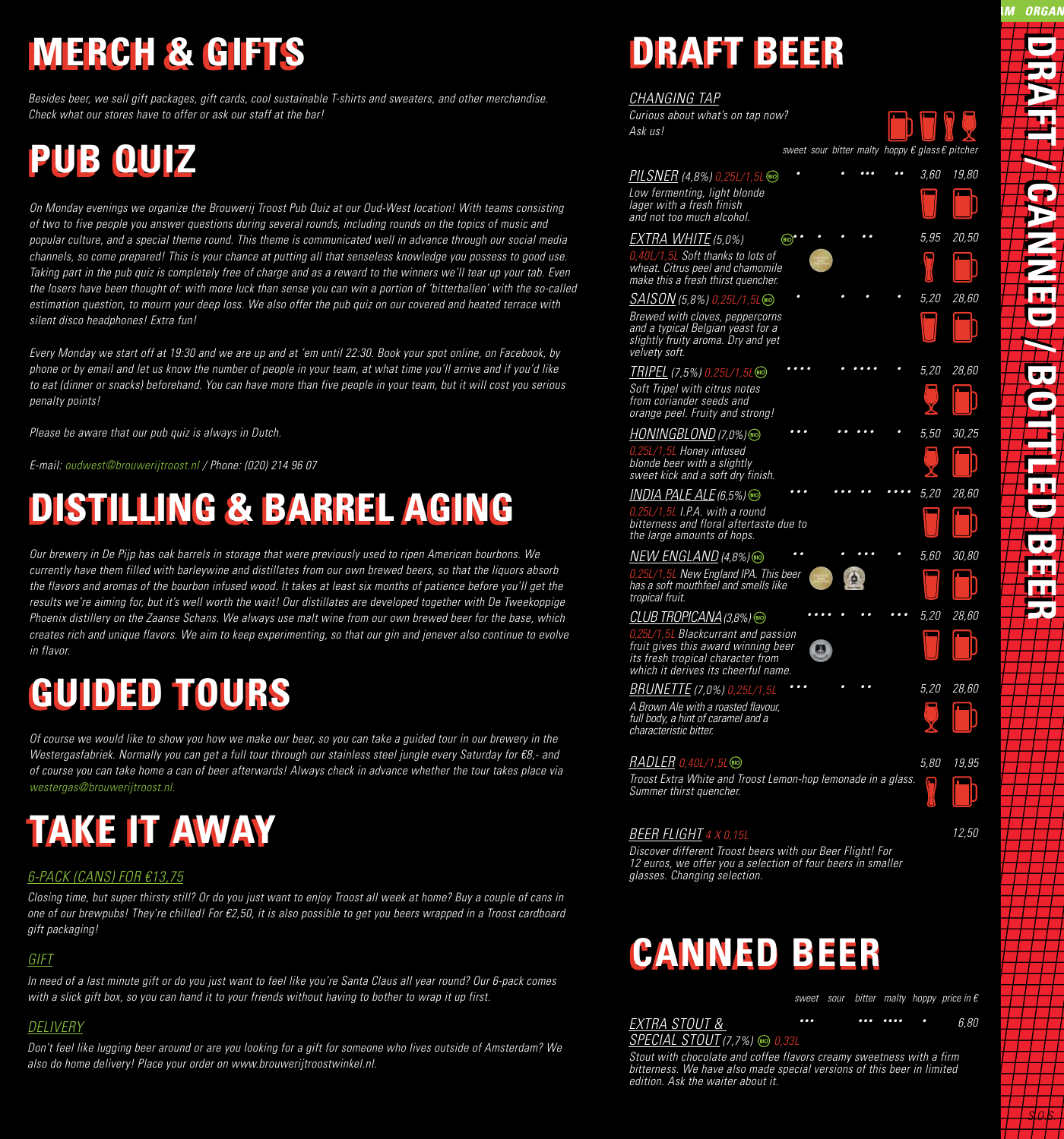# MERCH & GIFTS

*Besides beer, we sell gift packages, gift cards, cool sustainable T-shirts and sweaters, and other merchandise. Check what our stores have to offer or ask our staff at the bar!*

# PUB QUIZ

*On Monday evenings we organize the Brouwerij Troost Pub Quiz at our Oud-West location! With teams consisting of two to five people you answer questions during several rounds, including rounds on the topics of music and popular culture, and a special theme round. This theme is communicated well in advance through our social media channels, so come prepared! This is your chance at putting all that senseless knowledge you possess to good use. Taking part in the pub quiz is completely free of charge and as a reward to the winners we'll tear up your tab. Even the losers have been thought of: with more luck than sense you can win a portion of 'bitterballen' with the so-called estimation question, to mourn your deep loss. We also offer the pub quiz on our covered and heated terrace with silent disco headphones! Extra fun!*

*Every Monday we start off at 19:30 and we are up and at 'em until 22:30. Book your spot online, on Facebook, by phone or by email and let us know the number of people in your team, at what time you'll arrive and if you'd like to eat (dinner or snacks) beforehand. You can have more than five people in your team, but it will cost you serious penalty points!*

*Please be aware that our pub quiz is always in Dutch.*

*E-mail: oudwest@brouwerijtroost.nl / Phone: (020) 214 96 07*

# DISTILLING & BARREL AGING

*Our brewery in De Pijp has oak barrels in storage that were previously used to ripen American bourbons. We currently have them filled with barleywine and distillates from our own brewed beers, so that the liquors absorb the flavors and aromas of the bourbon infused wood. It takes at least six months of patience before you'll get the results we're aiming for, but it's well worth the wait! Our distillates are developed together with De Tweekoppige Phoenix distillery on the Zaanse Schans. We always use malt wine from our own brewed beer for the base, which creates rich and unique flavors. We aim to keep experimenting, so that our gin and jenever also continue to evolve in flavor.*

# GUIDED TOURS

*Of course we would like to show you how we make our beer, so you can take a guided tour in our brewery in the Westergasfabriek. Normally you can get a full tour through our stainless steel jungle every Saturday for €8,- and of course you can take home a can of beer afterwards! Always check in advance whether the tour takes place via westergas@brouwerijtroost.nl.*

# TAKE IT AWAY

## 6-PACK (CANS) FOR €13,75

*Closing time, but super thirsty still? Or do you just want to enjoy Troost all week at home? Buy a couple of cans in one of our brewpubs! They're chilled! For €2,50, it is also possible to get you beers wrapped in a Troost cardboard gift packaging!*

## GIFT

*In need of a last minute gift or do you just want to feel like you're Santa Claus all year round? Our 6-pack comes with a slick gift box, so you can hand it to your friends without having to bother to wrap it up first.*

## DELIVERY

*Don't feel like lugging beer around or are you looking for a gift for someone who lives outside of Amsterdam? We also do home delivery! Place your order on www.brouwerijtroostwinkel.nl.*

# DRAFT BEER

## CHANGING TAP

*Curious about what's on tap now? Ask us!*

| Beer | sweet | sour | bitter | malty | hoppy | € glass | € pitcher |
|---|---|---|---|---|---|---|---|
| **PILSNER** (4,8%) 0,25L/1,5L (BIO) — *Low fermenting, light blonde lager with a fresh finish and not too much alcohol.* | • | | • | ••• | •• | 3,60 | 19,80 |
| **EXTRA WHITE** (5,0%) (BIO) 0,40L/1,5L — *Soft thanks to lots of wheat. Citrus peel and chamomile make this a fresh thirst quencher.* | •• | • | • | •• | | 5,95 | 20,50 |
| **SAISON** (5,8%) 0,25L/1,5L (BIO) — *Brewed with cloves, peppercorns and a typical Belgian yeast for a slightly fruity aroma. Dry and yet velvety soft.* | • | | • | • | • | 5,20 | 28,60 |
| **TRIPEL** (7,5%) 0,25L/1,5L (BIO) — *Soft Tripel with citrus notes from coriander seeds and orange peel. Fruity and strong!* | •••• | | • | •••• | • | 5,20 | 28,60 |
| **HONINGBLOND** (7,0%) (BIO) 0,25L/1,5L — *Honey infused blonde beer with a slightly sweet kick and a soft dry finish.* | ••• | | •• | ••• | • | 5,50 | 30,25 |
| **INDIA PALE ALE** (6,5%) (BIO) 0,25L/1,5L — *I.P.A. with a round bitterness and floral aftertaste due to the large amounts of hops.* | ••• | | ••• | •• | •••• | 5,20 | 28,60 |
| **NEW ENGLAND** (4,8%) (BIO) 0,25L/1,5L — *New England IPA. This beer has a soft mouthfeel and smells like tropical fruit.* | •• | | • | ••• | • | 5,60 | 30,80 |
| **CLUB TROPICANA** (3,8%) (BIO) 0,25L/1,5L — *Blackcurrant and passion fruit gives this award winning beer its fresh tropical character from which it derives its cheerful name.* | •••• | • | •• | | ••• | 5,20 | 28,60 |
| **BRUNETTE** (7,0%) 0,25L/1,5L — *A Brown Ale with a roasted flavour, full body, a hint of caramel and a characteristic bitter.* | ••• | | • | •• | | 5,20 | 28,60 |
| **RADLER** 0,40L/1,5L (BIO) — *Troost Extra White and Troost Lemon-hop lemonade in a glass. Summer thirst quencher.* | | | | | | 5,80 | 19,95 |

## BEER FLIGHT 4 X 0,15L — 12,50

*Discover different Troost beers with our Beer Flight! For 12 euros, we offer you a selection of four beers in smaller glasses. Changing selection.*

# CANNED BEER

| Beer | sweet | sour | bitter | malty | hoppy | price in € |
|---|---|---|---|---|---|---|
| **EXTRA STOUT & SPECIAL STOUT** (7,7%) (BIO) 0,33L — *Stout with chocolate and coffee flavors creamy sweetness with a firm bitterness. We have also made special versions of this beer in limited edition. Ask the waiter about it.* | ••• | | ••• | •••• | • | 6,80 |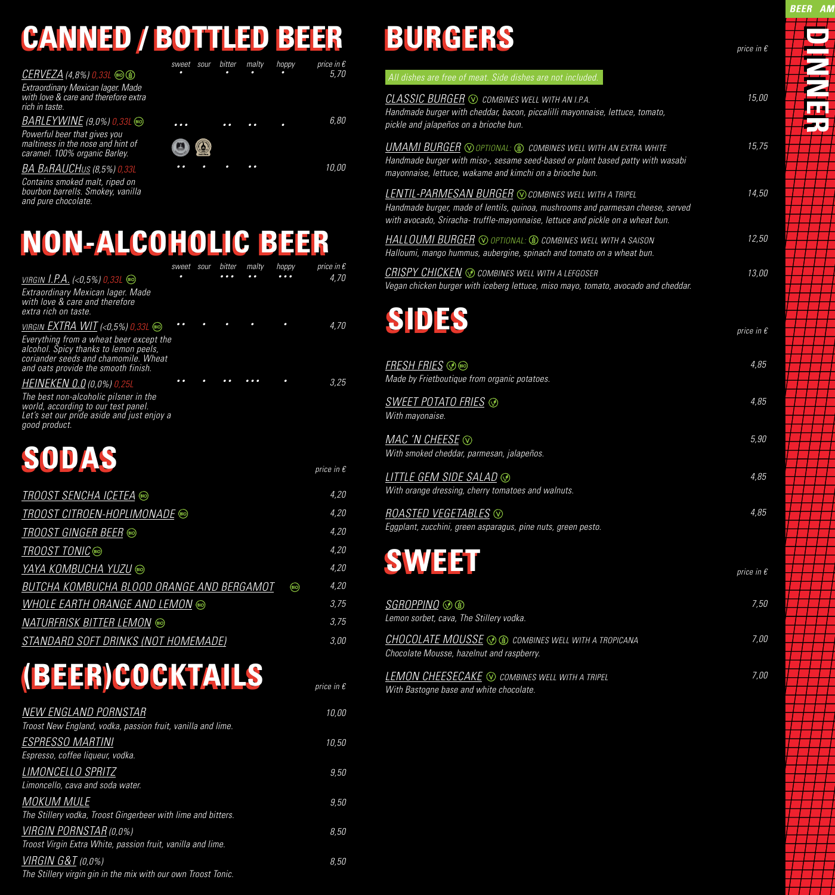# CANNED / BOTTLED BEER

| | sweet | sour | bitter | malty | hoppy | price in € |
|---|---|---|---|---|---|---|
| *CERVEZA (4,8%) 0,33L* BIO — Extraordinary Mexican lager. Made with love & care and therefore extra rich in taste. | • | | • | • | • | 5,70 |
| *BARLEYWINE (9,0%) 0,33L* BIO — Powerful beer that gives you maltiness in the nose and hint of caramel. 100% organic Barley. | ••• | | •• | •• | • | 6,80 |
| *BA BARAUCHUS (8,5%) 0,33L* — Contains smoked malt, riped on bourbon barrells. Smokey, vanilla and pure chocolate. | •• | • | • | •• | | 10,00 |

# NON-ALCOHOLIC BEER

| | sweet | sour | bitter | malty | hoppy | price in € |
|---|---|---|---|---|---|---|
| *VIRGIN I.P.A. (<0,5%) 0,33L* BIO — Extraordinary Mexican lager. Made with love & care and therefore extra rich on taste. | • | | ••• | •• | ••• | 4,70 |
| *VIRGIN EXTRA WIT (<0,5%) 0,33L* BIO — Everything from a wheat beer except the alcohol. Spicy thanks to lemon peels, coriander seeds and chamomile. Wheat and oats provide the smooth finish. | •• | • | • | • | • | 4,70 |
| *HEINEKEN 0.0 (0,0%) 0,25L* — The best non-alcoholic pilsner in the world, according to our test panel. Let's set our pride aside and just enjoy a good product. | •• | • | •• | ••• | • | 3,25 |

# SODAS

*price in €*

| | |
|---|---|
| *TROOST SENCHA ICETEA* BIO | 4,20 |
| *TROOST CITROEN-HOPLIMONADE* BIO | 4,20 |
| *TROOST GINGER BEER* BIO | 4,20 |
| *TROOST TONIC* BIO | 4,20 |
| *YAYA KOMBUCHA YUZU* BIO | 4,20 |
| *BUTCHA KOMBUCHA BLOOD ORANGE AND BERGAMOT* BIO | 4,20 |
| *WHOLE EARTH ORANGE AND LEMON* BIO | 3,75 |
| *NATURFRISK BITTER LEMON* BIO | 3,75 |
| *STANDARD SOFT DRINKS (NOT HOMEMADE)* | 3,00 |

# (BEER)COCKTAILS

*price in €*

*NEW ENGLAND PORNSTAR* — 10,00
Troost New England, vodka, passion fruit, vanilla and lime.

*ESPRESSO MARTINI* — 10,50
Espresso, coffee liqueur, vodka.

*LIMONCELLO SPRITZ* — 9,50
Limoncello, cava and soda water.

*MOKUM MULE* — 9,50
The Stillery vodka, Troost Gingerbeer with lime and bitters.

*VIRGIN PORNSTAR (0,0%)* — 8,50
Troost Virgin Extra White, passion fruit, vanilla and lime.

*VIRGIN G&T (0,0%)* — 8,50
The Stillery virgin gin in the mix with our own Troost Tonic.

# BURGERS

*price in €*

All dishes are free of meat. Side dishes are not included.

*CLASSIC BURGER* (V) COMBINES WELL WITH AN I.P.A. — 15,00
Handmade burger with cheddar, bacon, piccalilli mayonnaise, lettuce, tomato, pickle and jalapeños on a brioche bun.

*UMAMI BURGER* (V) OPTIONAL: (GF) COMBINES WELL WITH AN EXTRA WHITE — 15,75
Handmade burger with miso-, sesame seed-based or plant based patty with wasabi mayonnaise, lettuce, wakame and kimchi on a brioche bun.

*LENTIL-PARMESAN BURGER* (V) COMBINES WELL WITH A TRIPEL — 14,50
Handmade burger, made of lentils, quinoa, mushrooms and parmesan cheese, served with avocado, Sriracha- truffle-mayonnaise, lettuce and pickle on a wheat bun.

*HALLOUMI BURGER* (V) OPTIONAL: (GF) COMBINES WELL WITH A SAISON — 12,50
Halloumi, mango hummus, aubergine, spinach and tomato on a wheat bun.

*CRISPY CHICKEN* (VG) COMBINES WELL WITH A LEFGOSER — 13,00
Vegan chicken burger with iceberg lettuce, miso mayo, tomato, avocado and cheddar.

# SIDES

*price in €*

*FRESH FRIES* (VG) BIO — 4,85
Made by Frietboutique from organic potatoes.

*SWEET POTATO FRIES* (VG) — 4,85
With mayonaise.

*MAC 'N CHEESE* (V) — 5,90
With smoked cheddar, parmesan, jalapeños.

*LITTLE GEM SIDE SALAD* (VG) — 4,85
With orange dressing, cherry tomatoes and walnuts.

*ROASTED VEGETABLES* (V) — 4,85
Eggplant, zucchini, green asparagus, pine nuts, green pesto.

# SWEET

*price in €*

*SGROPPINO* (VG) (GF) — 7,50
Lemon sorbet, cava, The Stillery vodka.

*CHOCOLATE MOUSSE* (VG) (GF) COMBINES WELL WITH A TROPICANA — 7,00
Chocolate Mousse, hazelnut and raspberry.

*LEMON CHEESECAKE* (V) COMBINES WELL WITH A TRIPEL — 7,00
With Bastogne base and white chocolate.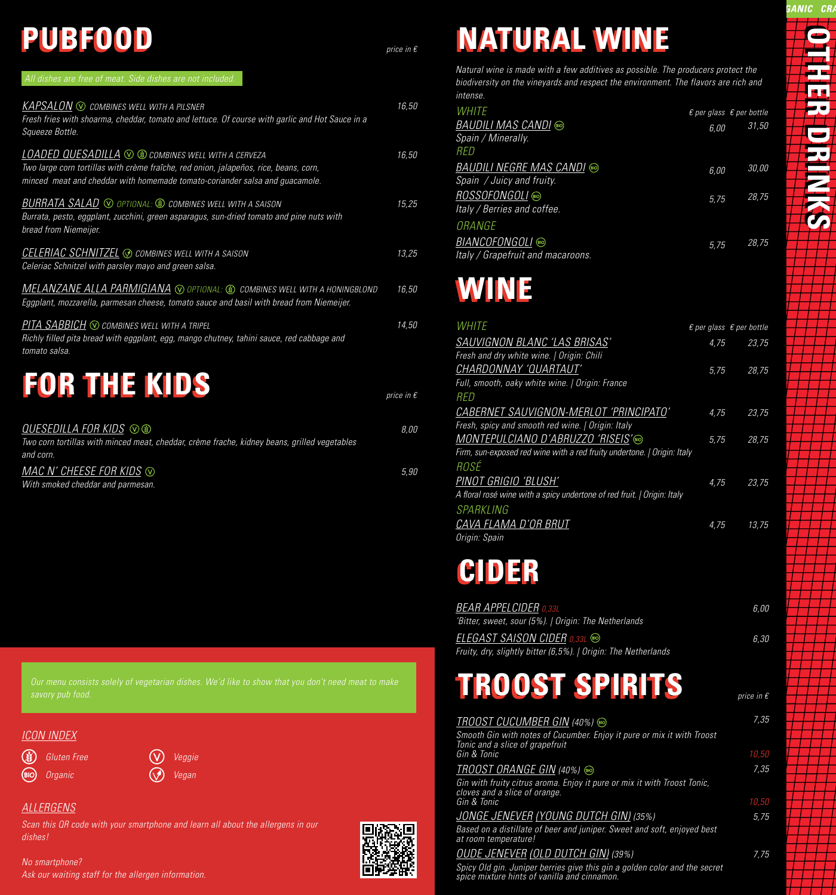# PUBFOOD

*price in €*

*All dishes are free of meat. Side dishes are not included.*

**KAPSALON** (V) *COMBINES WELL WITH A PILSNER* — 16,50
*Fresh fries with shoarma, cheddar, tomato and lettuce. Of course with garlic and Hot Sauce in a Squeeze Bottle.*

**LOADED QUESADILLA** (V) (Gluten Free) *COMBINES WELL WITH A CERVEZA* — 16,50
*Two large corn tortillas with crème fraîche, red onion, jalapeños, rice, beans, corn, minced meat and cheddar with homemade tomato-coriander salsa and guacamole.*

**BURRATA SALAD** (V) *OPTIONAL:* (Gluten Free) *COMBINES WELL WITH A SAISON* — 15,25
*Burrata, pesto, eggplant, zucchini, green asparagus, sun-dried tomato and pine nuts with bread from Niemeijer.*

**CELERIAC SCHNITZEL** (Vegan) *COMBINES WELL WITH A SAISON* — 13,25
*Celeriac Schnitzel with parsley mayo and green salsa.*

**MELANZANE ALLA PARMIGIANA** (V) *OPTIONAL:* (Gluten Free) *COMBINES WELL WITH A HONINGBLOND* — 16,50
*Eggplant, mozzarella, parmesan cheese, tomato sauce and basil with bread from Niemeijer.*

**PITA SABBICH** (V) *COMBINES WELL WITH A TRIPEL* — 14,50
*Richly filled pita bread with eggplant, egg, mango chutney, tahini sauce, red cabbage and tomato salsa.*

# FOR THE KIDS

*price in €*

**QUESEDILLA FOR KIDS** (V) (Gluten Free) — 8,00
*Two corn tortillas with minced meat, cheddar, crème frache, kidney beans, grilled vegetables and corn.*

**MAC N' CHEESE FOR KIDS** (V) — 5,90
*With smoked cheddar and parmesan.*

*Our menu consists solely of vegetarian dishes. We'd like to show that you don't need meat to make savory pub food.*

## ICON INDEX

- Gluten Free
- (BIO) Organic
- (V) Veggie
- Vegan

## ALLERGENS

*Scan this QR code with your smartphone and learn all about the allergens in our dishes!*

*No smartphone?*
*Ask our waiting staff for the allergen information.*

# NATURAL WINE

*Natural wine is made with a few additives as possible. The producers protect the biodiversity on the vineyards and respect the environment. The flavors are rich and intense.*

| | € per glass | € per bottle |
|---|---|---|
| ***WHITE*** | | |
| **BAUDILI MAS CANDI** (BIO) *Spain / Minerally.* | 6,00 | 31,50 |
| ***RED*** | | |
| **BAUDILI NEGRE MAS CANDI** (BIO) *Spain / Juicy and fruity.* | 6,00 | 30,00 |
| **ROSSOFONGOLI** (BIO) *Italy / Berries and coffee.* | 5,75 | 28,75 |
| ***ORANGE*** | | |
| **BIANCOFONGOLI** (BIO) *Italy / Grapefruit and macaroons.* | 5,75 | 28,75 |

# WINE

| | € per glass | € per bottle |
|---|---|---|
| ***WHITE*** | | |
| **SAUVIGNON BLANC 'LAS BRISAS'** *Fresh and dry white wine. \| Origin: Chili* | 4,75 | 23,75 |
| **CHARDONNAY 'QUARTAUT'** *Full, smooth, oaky white wine. \| Origin: France* | 5,75 | 28,75 |
| ***RED*** | | |
| **CABERNET SAUVIGNON-MERLOT 'PRINCIPATO'** *Fresh, spicy and smooth red wine. \| Origin: Italy* | 4,75 | 23,75 |
| **MONTEPULCIANO D'ABRUZZO 'RISEIS'** (BIO) *Firm, sun-exposed red wine with a red fruity undertone. \| Origin: Italy* | 5,75 | 28,75 |
| ***ROSÉ*** | | |
| **PINOT GRIGIO 'BLUSH'** *A floral rosé wine with a spicy undertone of red fruit. \| Origin: Italy* | 4,75 | 23,75 |
| ***SPARKLING*** | | |
| **CAVA FLAMA D'OR BRUT** *Origin: Spain* | 4,75 | 13,75 |

# CIDER

**BEAR APPELCIDER** *0,33L* — 6,00
*'Bitter, sweet, sour (5%). | Origin: The Netherlands*

**ELEGAST SAISON CIDER** *0,33L* (BIO) — 6,30
*Fruity, dry, slightly bitter (6,5%). | Origin: The Netherlands*

# TROOST SPIRITS

*price in €*

**TROOST CUCUMBER GIN** *(40%)* (BIO) — 7,35
*Smooth Gin with notes of Cucumber. Enjoy it pure or mix it with Troost Tonic and a slice of grapefruit*
*Gin & Tonic* — 10,50

**TROOST ORANGE GIN** *(40%)* (BIO) — 7,35
*Gin with fruity citrus aroma. Enjoy it pure or mix it with Troost Tonic, cloves and a slice of orange.*
*Gin & Tonic* — 10,50

**JONGE JENEVER (YOUNG DUTCH GIN)** *(35%)* — 5,75
*Based on a distillate of beer and juniper. Sweet and soft, enjoyed best at room temperature!*

**OUDE JENEVER (OLD DUTCH GIN)** *(39%)* — 7,75
*Spicy Old gin. Juniper berries give this gin a golden color and the secret spice mixture hints of vanilla and cinnamon.*

OTHER DRINKS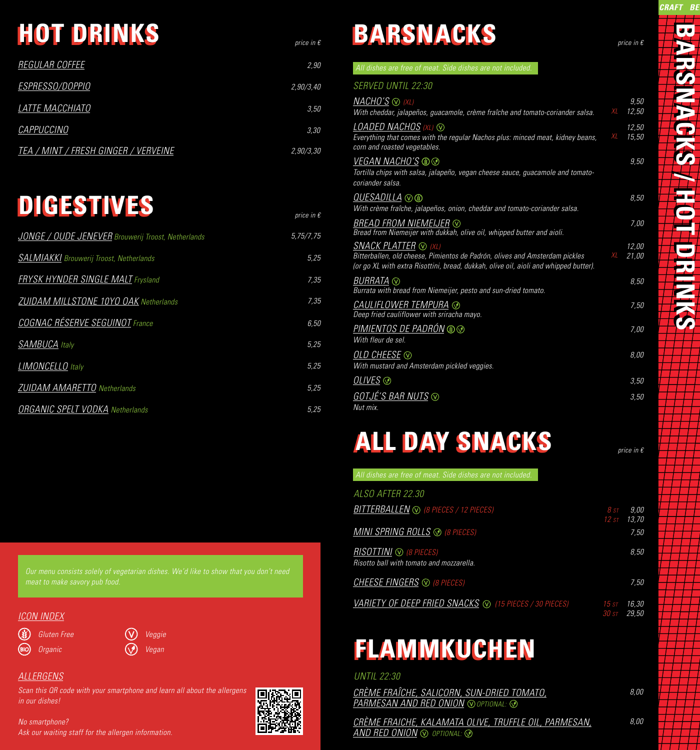# HOT DRINKS

*price in €*

| | |
|---|---|
| REGULAR COFFEE | 2,90 |
| ESPRESSO/DOPPIO | 2,90/3,40 |
| LATTE MACCHIATO | 3,50 |
| CAPPUCCINO | 3,30 |
| TEA / MINT / FRESH GINGER / VERVEINE | 2,90/3,30 |

# DIGESTIVES

*price in €*

| | |
|---|---|
| JONGE / OUDE JENEVER *Brouwerij Troost, Netherlands* | 5,75/7,75 |
| SALMIAKKI *Brouwerij Troost, Netherlands* | 5,25 |
| FRYSK HYNDER SINGLE MALT *Frysland* | 7,35 |
| ZUIDAM MILLSTONE 10YO OAK *Netherlands* | 7,35 |
| COGNAC RÉSERVE SEGUINOT *France* | 6,50 |
| SAMBUCA *Italy* | 5,25 |
| LIMONCELLO *Italy* | 5,25 |
| ZUIDAM AMARETTO *Netherlands* | 5,25 |
| ORGANIC SPELT VODKA *Netherlands* | 5,25 |

*Our menu consists solely of vegetarian dishes. We'd like to show that you don't need meat to make savory pub food.*

## ICON INDEX

- Gluten Free
- Organic
- Veggie
- Vegan

## ALLERGENS

*Scan this QR code with your smartphone and learn all about the allergens in our dishes!*

*No smartphone?*
*Ask our waiting staff for the allergen information.*

# BARSNACKS

*price in €*

*All dishes are free of meat. Side dishes are not included.*

*SERVED UNTIL 22:30*

**NACHO'S** (Veggie) (XL) — 9,50 / XL 12,50
*With cheddar, jalapeños, guacamole, crème fraîche and tomato-coriander salsa.*

**LOADED NACHOS** (XL) (Veggie) — 12,50 / XL 15,50
*Everything that comes with the regular Nachos plus: minced meat, kidney beans, corn and roasted vegetables.*

**VEGAN NACHO'S** (Gluten Free) (Vegan) — 9,50
*Tortilla chips with salsa, jalapeño, vegan cheese sauce, guacamole and tomato-coriander salsa.*

**QUESADILLA** (Veggie) (Gluten Free) — 8,50
*With crème fraîche, jalapeños, onion, cheddar and tomato-coriander salsa.*

**BREAD FROM NIEMEIJER** (Veggie) — 7,00
*Bread from Niemeijer with dukkah, olive oil, whipped butter and aioli.*

**SNACK PLATTER** (Veggie) (XL) — 12,00 / XL 21,00
*Bitterballen, old cheese, Pimientos de Padrón, olives and Amsterdam pickles (or go XL with extra Risottini, bread, dukkah, olive oil, aioli and whipped butter).*

**BURRATA** (Veggie) — 8,50
*Burrata with bread from Niemeijer, pesto and sun-dried tomato.*

**CAULIFLOWER TEMPURA** (Vegan) — 7,50
*Deep fried cauliflower with sriracha mayo.*

**PIMIENTOS DE PADRÓN** (Gluten Free) (Vegan) — 7,00
*With fleur de sel.*

**OLD CHEESE** (Veggie) — 8,00
*With mustard and Amsterdam pickled veggies.*

**OLIVES** (Vegan) — 3,50

**GOTJÉ'S BAR NUTS** (Veggie) — 3,50
*Nut mix.*

# ALL DAY SNACKS

*price in €*

*All dishes are free of meat. Side dishes are not included.*

*ALSO AFTER 22.30*

**BITTERBALLEN** (Veggie) (8 PIECES / 12 PIECES) — 8 ST 9,00 / 12 ST 13,70

**MINI SPRING ROLLS** (Vegan) (8 PIECES) — 7,50

**RISOTTINI** (Veggie) (8 PIECES) — 8,50
*Risotto ball with tomato and mozzarella.*

**CHEESE FINGERS** (Veggie) (8 PIECES) — 7,50

**VARIETY OF DEEP FRIED SNACKS** (Veggie) (15 PIECES / 30 PIECES) — 15 ST 16,30 / 30 ST 29,50

# FLAMMKUCHEN

*UNTIL 22:30*

**CRÈME FRAÎCHE, SALICORN, SUN-DRIED TOMATO, PARMESAN AND RED ONION** (Veggie) OPTIONAL: (Vegan) — 8,00

**CRÈME FRAICHE, KALAMATA OLIVE, TRUFFLE OIL, PARMESAN, AND RED ONION** (Veggie) OPTIONAL: (Vegan) — 8,00

CRAFT BE

BARSNACKS / HOT DRINKS